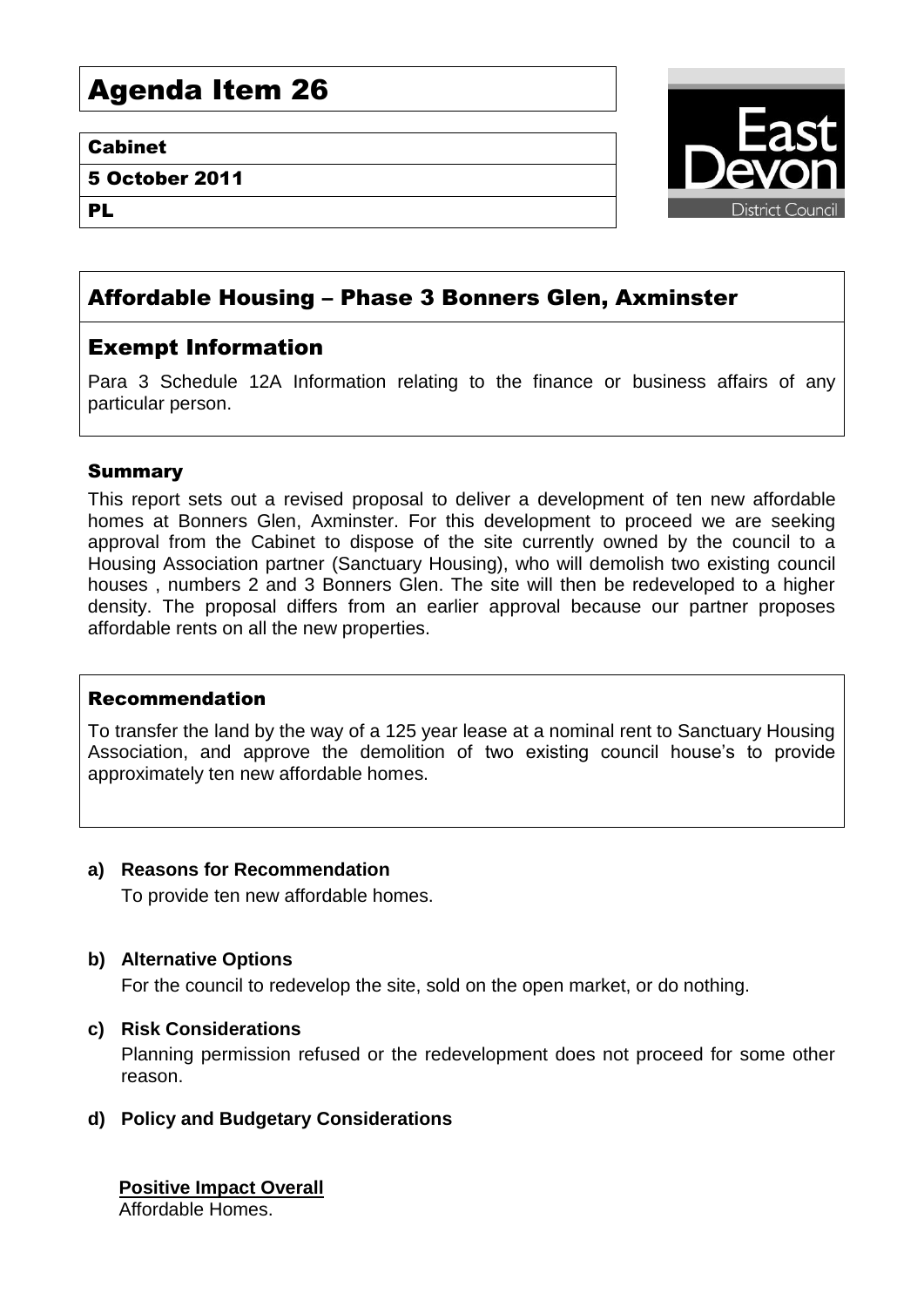# Agenda Item 26

**Cabinet**

**5 October 2011**

**PL**

## Affordable Housing – Phase 3 Bonners Glen, Axminster

## Exempt Information

Para 3 Schedule 12A Information relating to the finance or business affairs of any particular person.

### Summary

This report sets out a revised proposal to deliver a development of ten new affordable homes at Bonners Glen, Axminster. For this development to proceed we are seeking approval from the Cabinet to dispose of the site currently owned by the council to a Housing Association partner (Sanctuary Housing), who will demolish two existing council houses , numbers 2 and 3 Bonners Glen. The site will then be redeveloped to a higher density. The proposal differs from an earlier approval because our partner proposes affordable rents on all the new properties.

### Recommendation

To transfer the land by the way of a 125 year lease at a nominal rent to Sanctuary Housing Association, and approve the demolition of two existing council house's to provide approximately ten new affordable homes.

**a) Reasons for Recommendation**

To provide ten new affordable homes.

**b) Alternative Options**

For the council to redevelop the site, sold on the open market, or do nothing.

**c) Risk Considerations**

Planning permission refused or the redevelopment does not proceed for some other reason.

**d) Policy and Budgetary Considerations**

**Positive Impact Overall**

Affordable Homes.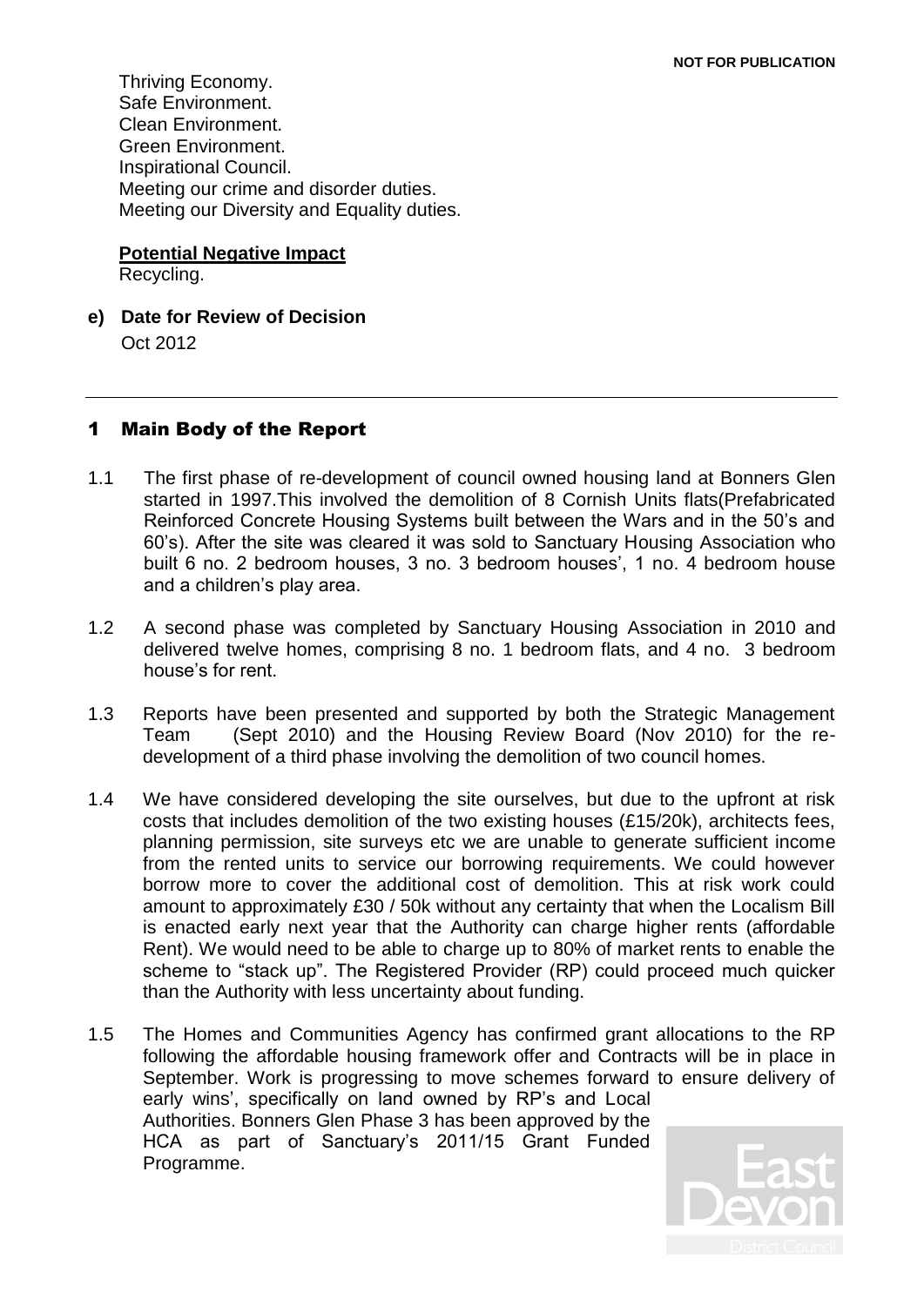Thriving Economy.
Safe Environment.
Clean Environment.
Green Environment.
Inspirational Council.
Meeting our crime and disorder duties.
Meeting our Diversity and Equality duties.

**Potential Negative Impact**
Recycling.

**e) Date for Review of Decision**
Oct 2012

---

# 1 Main Body of the Report

1.1 The first phase of re-development of council owned housing land at Bonners Glen started in 1997.This involved the demolition of 8 Cornish Units flats(Prefabricated Reinforced Concrete Housing Systems built between the Wars and in the 50's and 60's). After the site was cleared it was sold to Sanctuary Housing Association who built 6 no. 2 bedroom houses, 3 no. 3 bedroom houses', 1 no. 4 bedroom house and a children's play area.

1.2 A second phase was completed by Sanctuary Housing Association in 2010 and delivered twelve homes, comprising 8 no. 1 bedroom flats, and 4 no. 3 bedroom house's for rent.

1.3 Reports have been presented and supported by both the Strategic Management Team (Sept 2010) and the Housing Review Board (Nov 2010) for the re-development of a third phase involving the demolition of two council homes.

1.4 We have considered developing the site ourselves, but due to the upfront at risk costs that includes demolition of the two existing houses (£15/20k), architects fees, planning permission, site surveys etc we are unable to generate sufficient income from the rented units to service our borrowing requirements. We could however borrow more to cover the additional cost of demolition. This at risk work could amount to approximately £30 / 50k without any certainty that when the Localism Bill is enacted early next year that the Authority can charge higher rents (affordable Rent). We would need to be able to charge up to 80% of market rents to enable the scheme to "stack up". The Registered Provider (RP) could proceed much quicker than the Authority with less uncertainty about funding.

1.5 The Homes and Communities Agency has confirmed grant allocations to the RP following the affordable housing framework offer and Contracts will be in place in September. Work is progressing to move schemes forward to ensure delivery of early wins', specifically on land owned by RP's and Local Authorities. Bonners Glen Phase 3 has been approved by the HCA as part of Sanctuary's 2011/15 Grant Funded Programme.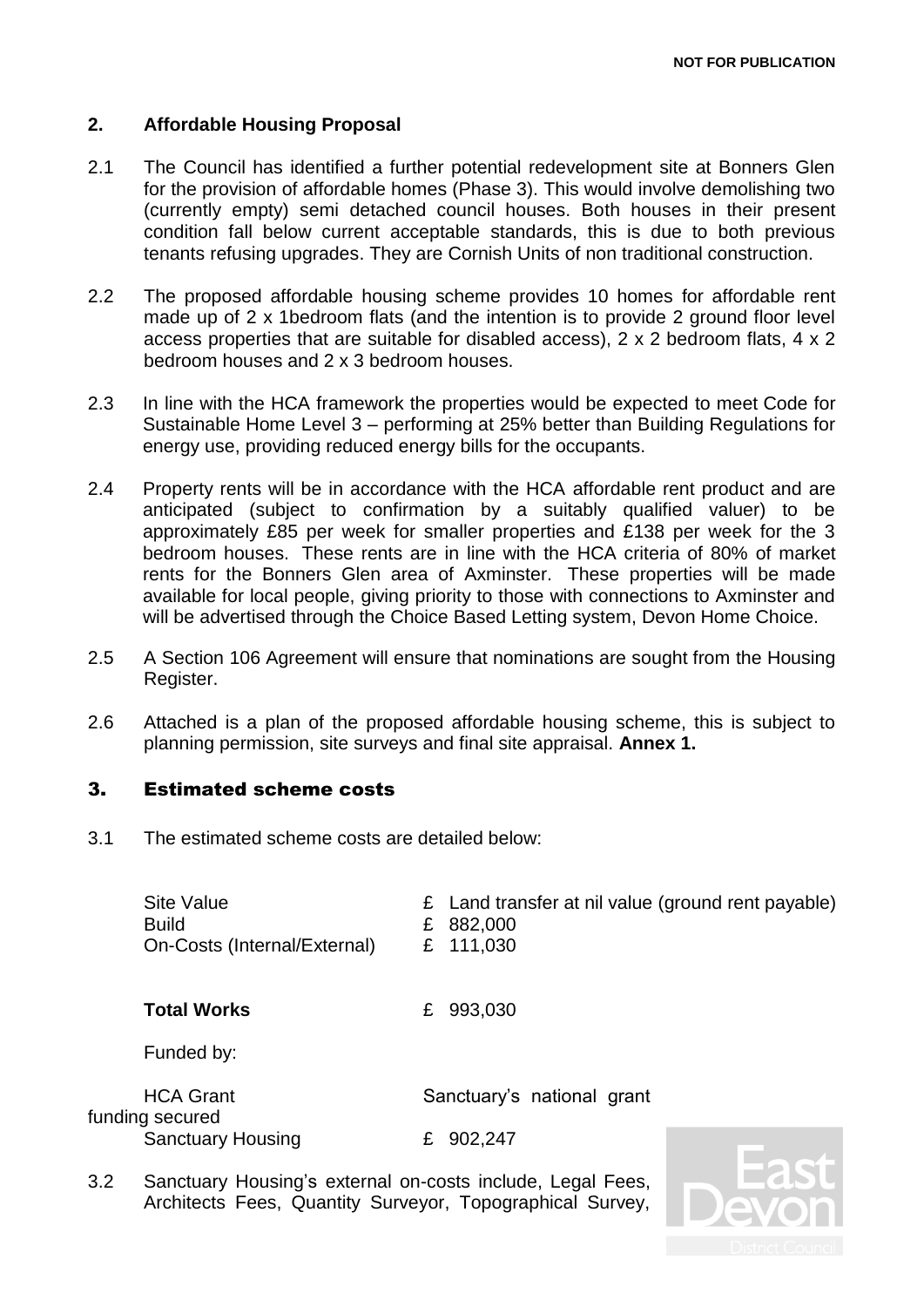**NOT FOR PUBLICATION**

## 2. Affordable Housing Proposal

2.1 The Council has identified a further potential redevelopment site at Bonners Glen for the provision of affordable homes (Phase 3). This would involve demolishing two (currently empty) semi detached council houses. Both houses in their present condition fall below current acceptable standards, this is due to both previous tenants refusing upgrades. They are Cornish Units of non traditional construction.

2.2 The proposed affordable housing scheme provides 10 homes for affordable rent made up of 2 x 1bedroom flats (and the intention is to provide 2 ground floor level access properties that are suitable for disabled access), 2 x 2 bedroom flats, 4 x 2 bedroom houses and 2 x 3 bedroom houses.

2.3 In line with the HCA framework the properties would be expected to meet Code for Sustainable Home Level 3 – performing at 25% better than Building Regulations for energy use, providing reduced energy bills for the occupants.

2.4 Property rents will be in accordance with the HCA affordable rent product and are anticipated (subject to confirmation by a suitably qualified valuer) to be approximately £85 per week for smaller properties and £138 per week for the 3 bedroom houses. These rents are in line with the HCA criteria of 80% of market rents for the Bonners Glen area of Axminster. These properties will be made available for local people, giving priority to those with connections to Axminster and will be advertised through the Choice Based Letting system, Devon Home Choice.

2.5 A Section 106 Agreement will ensure that nominations are sought from the Housing Register.

2.6 Attached is a plan of the proposed affordable housing scheme, this is subject to planning permission, site surveys and final site appraisal. **Annex 1.**

## 3. Estimated scheme costs

3.1 The estimated scheme costs are detailed below:

| | |
|---|---|
| Site Value | £ Land transfer at nil value (ground rent payable) |
| Build | £ 882,000 |
| On-Costs (Internal/External) | £ 111,030 |
| **Total Works** | £ 993,030 |
| Funded by: | |
| HCA Grant funding secured | Sanctuary's national grant |
| Sanctuary Housing | £ 902,247 |

3.2 Sanctuary Housing's external on-costs include, Legal Fees, Architects Fees, Quantity Surveyor, Topographical Survey,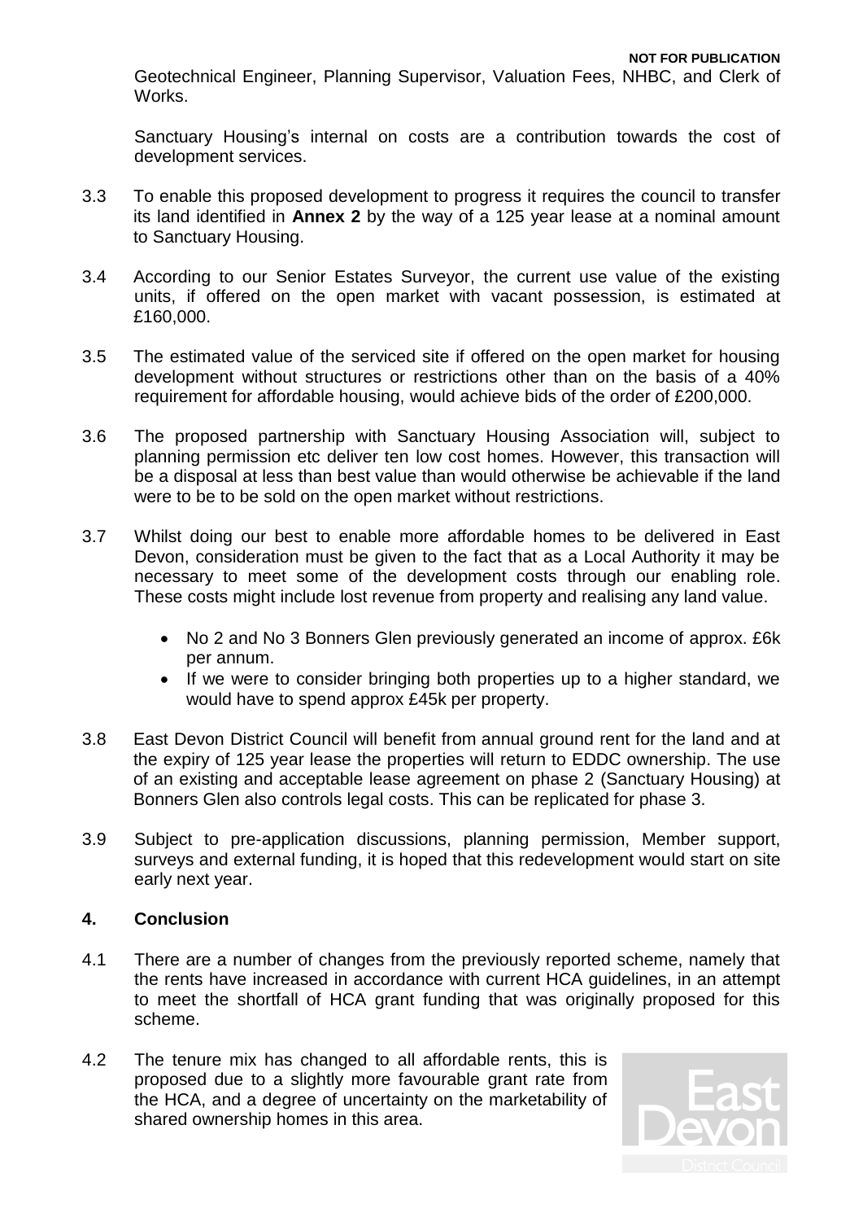Geotechnical Engineer, Planning Supervisor, Valuation Fees, NHBC, and Clerk of Works.

Sanctuary Housing's internal on costs are a contribution towards the cost of development services.

3.3 To enable this proposed development to progress it requires the council to transfer its land identified in **Annex 2** by the way of a 125 year lease at a nominal amount to Sanctuary Housing.

3.4 According to our Senior Estates Surveyor, the current use value of the existing units, if offered on the open market with vacant possession, is estimated at £160,000.

3.5 The estimated value of the serviced site if offered on the open market for housing development without structures or restrictions other than on the basis of a 40% requirement for affordable housing, would achieve bids of the order of £200,000.

3.6 The proposed partnership with Sanctuary Housing Association will, subject to planning permission etc deliver ten low cost homes. However, this transaction will be a disposal at less than best value than would otherwise be achievable if the land were to be to be sold on the open market without restrictions.

3.7 Whilst doing our best to enable more affordable homes to be delivered in East Devon, consideration must be given to the fact that as a Local Authority it may be necessary to meet some of the development costs through our enabling role. These costs might include lost revenue from property and realising any land value.

- No 2 and No 3 Bonners Glen previously generated an income of approx. £6k per annum.
- If we were to consider bringing both properties up to a higher standard, we would have to spend approx £45k per property.

3.8 East Devon District Council will benefit from annual ground rent for the land and at the expiry of 125 year lease the properties will return to EDDC ownership. The use of an existing and acceptable lease agreement on phase 2 (Sanctuary Housing) at Bonners Glen also controls legal costs. This can be replicated for phase 3.

3.9 Subject to pre-application discussions, planning permission, Member support, surveys and external funding, it is hoped that this redevelopment would start on site early next year.

## 4. Conclusion

4.1 There are a number of changes from the previously reported scheme, namely that the rents have increased in accordance with current HCA guidelines, in an attempt to meet the shortfall of HCA grant funding that was originally proposed for this scheme.

4.2 The tenure mix has changed to all affordable rents, this is proposed due to a slightly more favourable grant rate from the HCA, and a degree of uncertainty on the marketability of shared ownership homes in this area.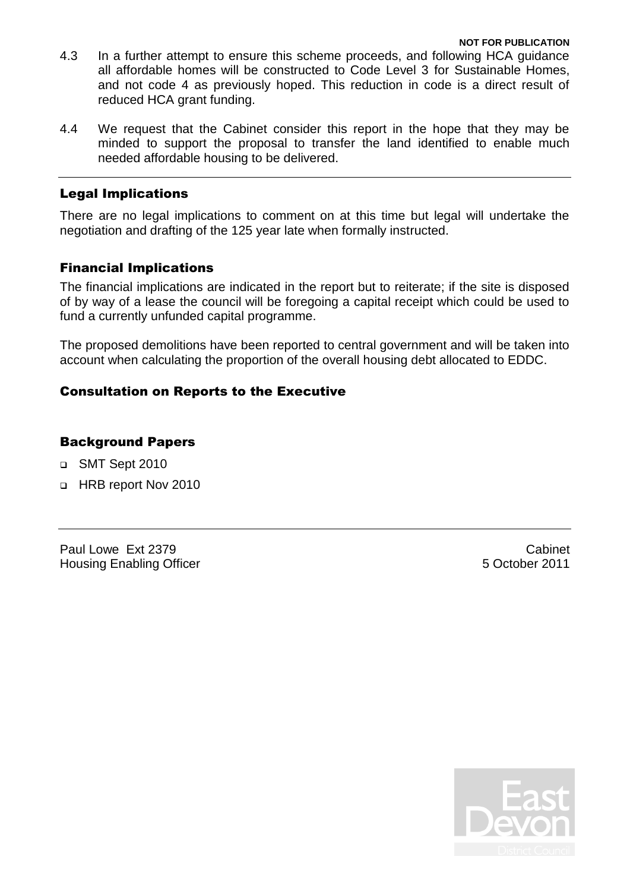NOT FOR PUBLICATION

4.3 In a further attempt to ensure this scheme proceeds, and following HCA guidance all affordable homes will be constructed to Code Level 3 for Sustainable Homes, and not code 4 as previously hoped. This reduction in code is a direct result of reduced HCA grant funding.

4.4 We request that the Cabinet consider this report in the hope that they may be minded to support the proposal to transfer the land identified to enable much needed affordable housing to be delivered.

## Legal Implications

There are no legal implications to comment on at this time but legal will undertake the negotiation and drafting of the 125 year late when formally instructed.

## Financial Implications

The financial implications are indicated in the report but to reiterate; if the site is disposed of by way of a lease the council will be foregoing a capital receipt which could be used to fund a currently unfunded capital programme.

The proposed demolitions have been reported to central government and will be taken into account when calculating the proportion of the overall housing debt allocated to EDDC.

## Consultation on Reports to the Executive

## Background Papers

- SMT Sept 2010
- HRB report Nov 2010

Paul Lowe Ext 2379
Housing Enabling Officer

Cabinet
5 October 2011